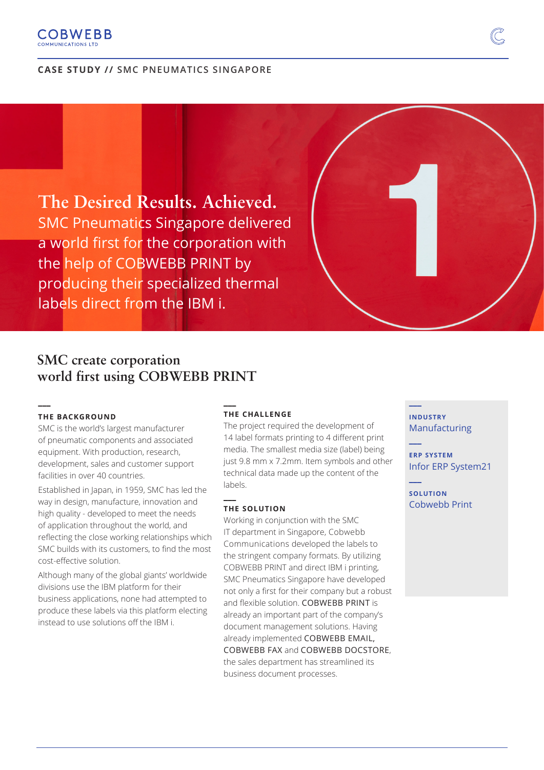COBWEBB
COMMUNICATIONS LTD

**CASE STUDY //** SMC PNEUMATICS SINGAPORE

# The Desired Results. Achieved.

SMC Pneumatics Singapore delivered a world first for the corporation with the help of COBWEBB PRINT by producing their specialized thermal labels direct from the IBM i.

## SMC create corporation world first using COBWEBB PRINT

### THE BACKGROUND

SMC is the world's largest manufacturer of pneumatic components and associated equipment. With production, research, development, sales and customer support facilities in over 40 countries.

Established in Japan, in 1959, SMC has led the way in design, manufacture, innovation and high quality - developed to meet the needs of application throughout the world, and reflecting the close working relationships which SMC builds with its customers, to find the most cost-effective solution.

Although many of the global giants' worldwide divisions use the IBM platform for their business applications, none had attempted to produce these labels via this platform electing instead to use solutions off the IBM i.

### THE CHALLENGE

The project required the development of 14 label formats printing to 4 different print media. The smallest media size (label) being just 9.8 mm x 7.2mm. Item symbols and other technical data made up the content of the labels.

### THE SOLUTION

Working in conjunction with the SMC IT department in Singapore, Cobwebb Communications developed the labels to the stringent company formats. By utilizing COBWEBB PRINT and direct IBM i printing, SMC Pneumatics Singapore have developed not only a first for their company but a robust and flexible solution. COBWEBB PRINT is already an important part of the company's document management solutions. Having already implemented COBWEBB EMAIL, COBWEBB FAX and COBWEBB DOCSTORE, the sales department has streamlined its business document processes.

**INDUSTRY**
Manufacturing

**ERP SYSTEM**
Infor ERP System21

**SOLUTION**
Cobwebb Print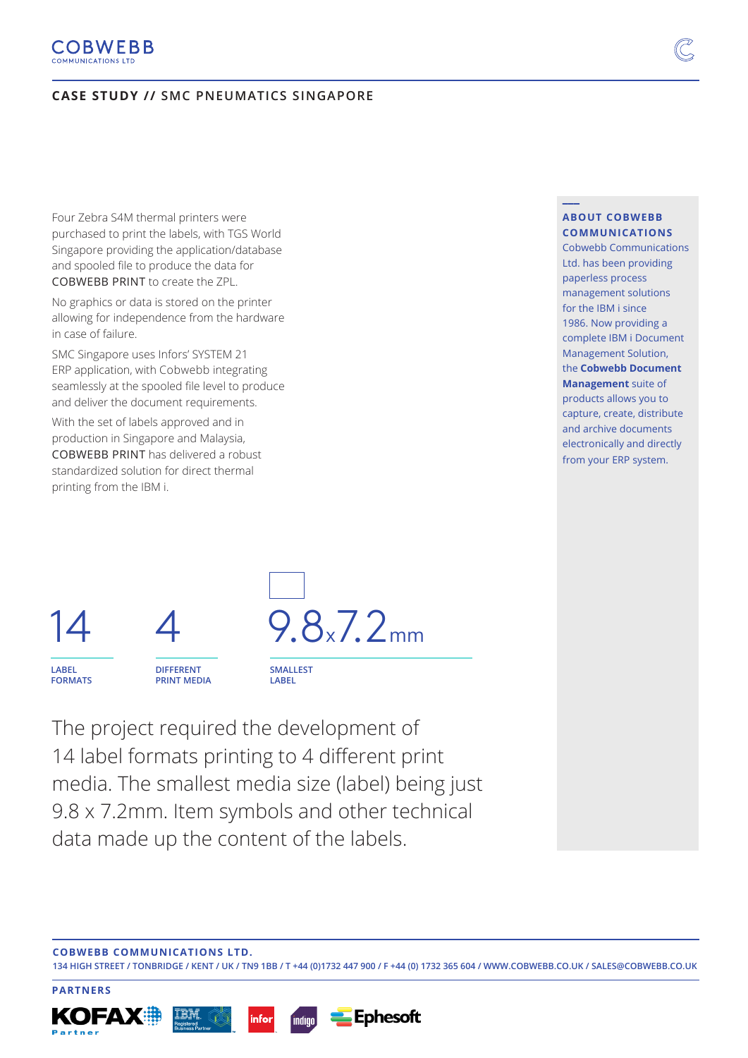## CASE STUDY // SMC PNEUMATICS SINGAPORE

Four Zebra S4M thermal printers were purchased to print the labels, with TGS World Singapore providing the application/database and spooled file to produce the data for COBWEBB PRINT to create the ZPL.

No graphics or data is stored on the printer allowing for independence from the hardware in case of failure.

SMC Singapore uses Infors' SYSTEM 21 ERP application, with Cobwebb integrating seamlessly at the spooled file level to produce and deliver the document requirements.

With the set of labels approved and in production in Singapore and Malaysia, COBWEBB PRINT has delivered a robust standardized solution for direct thermal printing from the IBM i.

14
LABEL FORMATS

4
DIFFERENT PRINT MEDIA

9.8x7.2mm
SMALLEST LABEL

The project required the development of 14 label formats printing to 4 different print media. The smallest media size (label) being just 9.8 x 7.2mm. Item symbols and other technical data made up the content of the labels.

### ABOUT COBWEBB COMMUNICATIONS

Cobwebb Communications Ltd. has been providing paperless process management solutions for the IBM i since 1986. Now providing a complete IBM i Document Management Solution, the **Cobwebb Document Management** suite of products allows you to capture, create, distribute and archive documents electronically and directly from your ERP system.

**COBWEBB COMMUNICATIONS LTD.**
134 HIGH STREET / TONBRIDGE / KENT / UK / TN9 1BB / T +44 (0)1732 447 900 / F +44 (0) 1732 365 604 / WWW.COBWEBB.CO.UK / SALES@COBWEBB.CO.UK

**PARTNERS**

KOFAX Partner, IBM Registered Business Partner, infor, indigo, Ephesoft